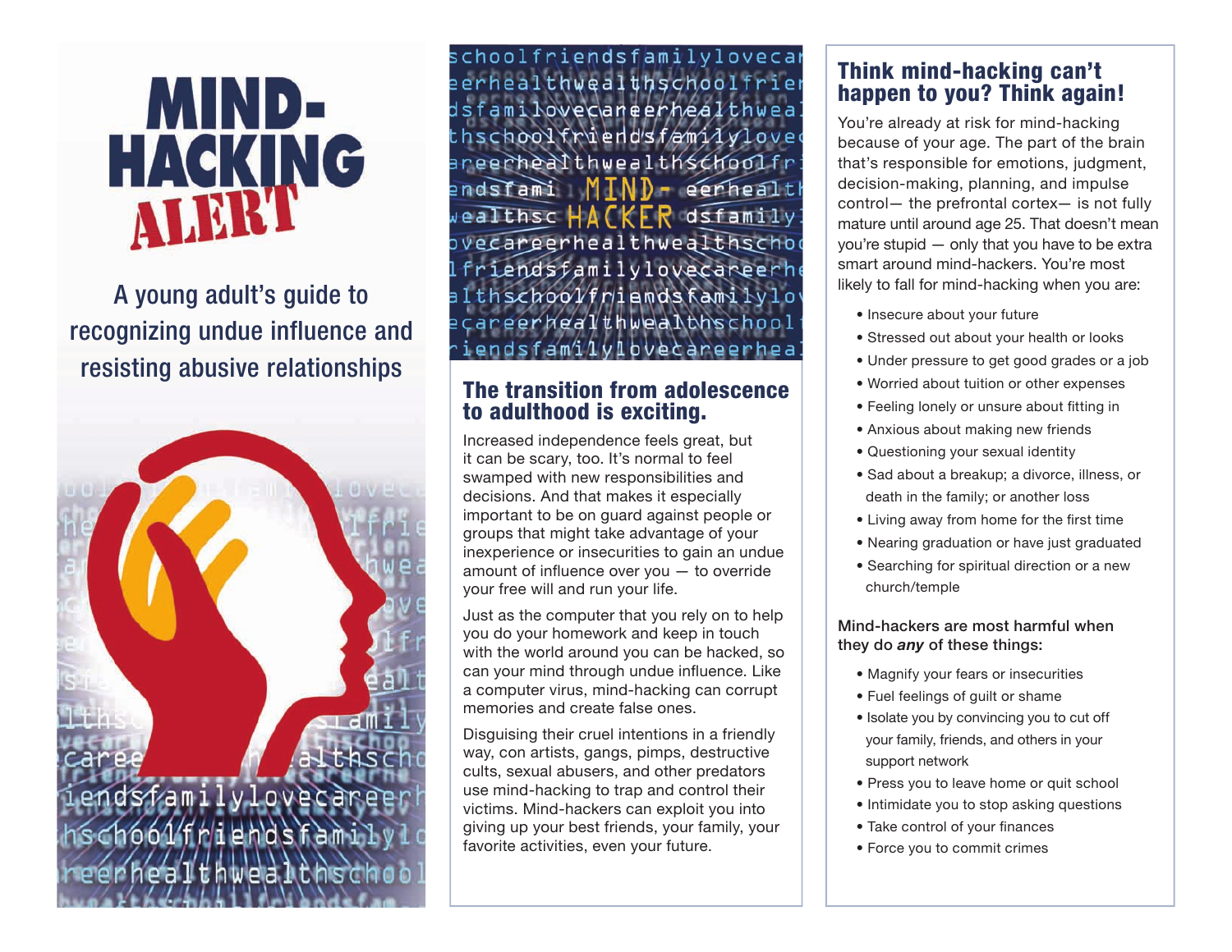# MIND-HACKING ALERT

A young adult's guide to recognizing undue influence and resisting abusive relationships

## The transition from adolescence to adulthood is exciting.

Increased independence feels great, but it can be scary, too. It's normal to feel swamped with new responsibilities and decisions. And that makes it especially important to be on guard against people or groups that might take advantage of your inexperience or insecurities to gain an undue amount of influence over you — to override your free will and run your life.

Just as the computer that you rely on to help you do your homework and keep in touch with the world around you can be hacked, so can your mind through undue influence. Like a computer virus, mind-hacking can corrupt memories and create false ones.

Disguising their cruel intentions in a friendly way, con artists, gangs, pimps, destructive cults, sexual abusers, and other predators use mind-hacking to trap and control their victims. Mind-hackers can exploit you into giving up your best friends, your family, your favorite activities, even your future.

## Think mind-hacking can't happen to you? Think again!

You're already at risk for mind-hacking because of your age. The part of the brain that's responsible for emotions, judgment, decision-making, planning, and impulse control— the prefrontal cortex— is not fully mature until around age 25. That doesn't mean you're stupid — only that you have to be extra smart around mind-hackers. You're most likely to fall for mind-hacking when you are:

- Insecure about your future
- Stressed out about your health or looks
- Under pressure to get good grades or a job
- Worried about tuition or other expenses
- Feeling lonely or unsure about fitting in
- Anxious about making new friends
- Questioning your sexual identity
- Sad about a breakup; a divorce, illness, or death in the family; or another loss
- Living away from home for the first time
- Nearing graduation or have just graduated
- Searching for spiritual direction or a new church/temple

**Mind-hackers are most harmful when they do *any* of these things:**

- Magnify your fears or insecurities
- Fuel feelings of guilt or shame
- Isolate you by convincing you to cut off your family, friends, and others in your support network
- Press you to leave home or quit school
- Intimidate you to stop asking questions
- Take control of your finances
- Force you to commit crimes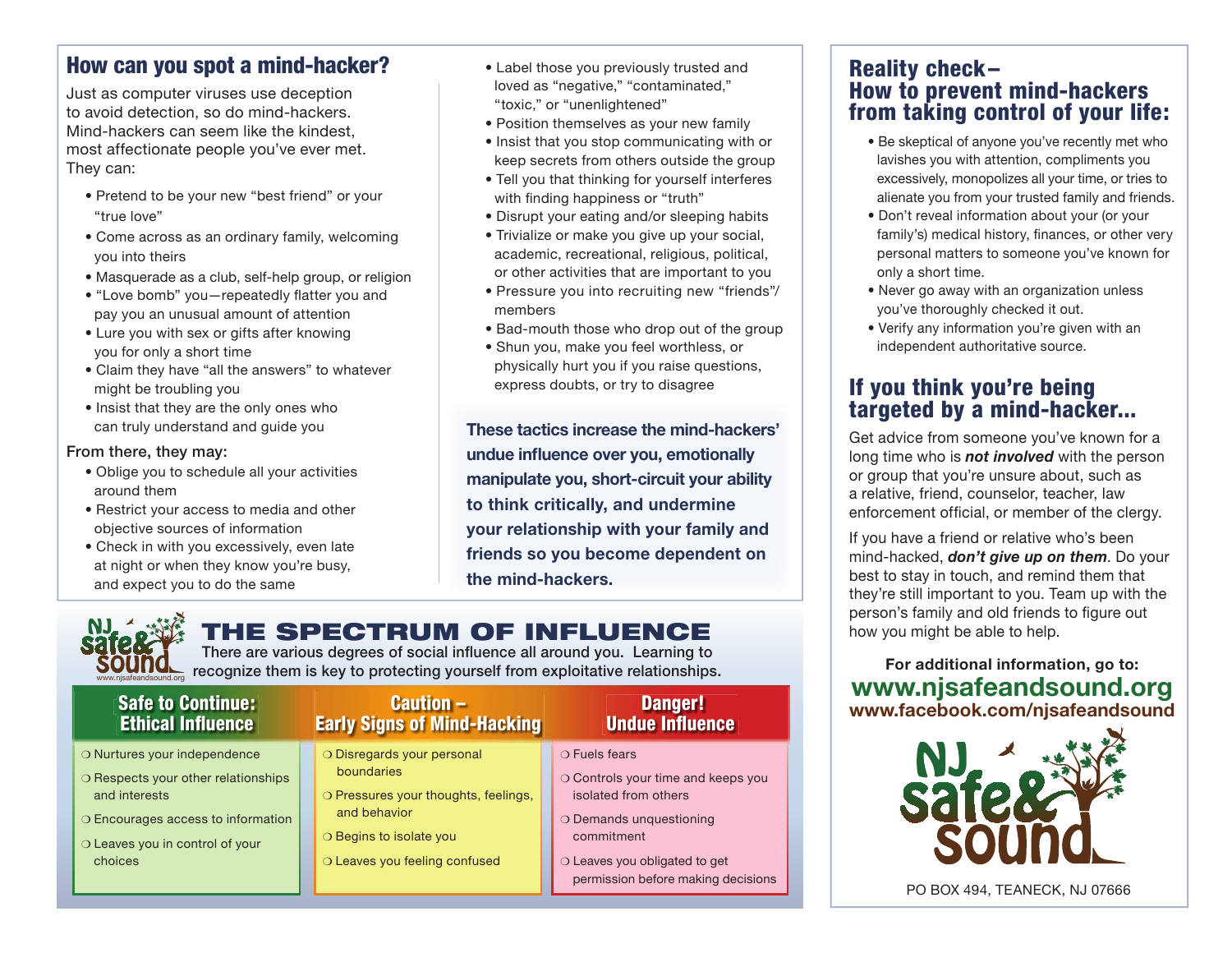## How can you spot a mind-hacker?

Just as computer viruses use deception to avoid detection, so do mind-hackers. Mind-hackers can seem like the kindest, most affectionate people you've ever met. They can:

- Pretend to be your new "best friend" or your "true love"
- Come across as an ordinary family, welcoming you into theirs
- Masquerade as a club, self-help group, or religion
- "Love bomb" you—repeatedly flatter you and pay you an unusual amount of attention
- Lure you with sex or gifts after knowing you for only a short time
- Claim they have "all the answers" to whatever might be troubling you
- Insist that they are the only ones who can truly understand and guide you

From there, they may:

- Oblige you to schedule all your activities around them
- Restrict your access to media and other objective sources of information
- Check in with you excessively, even late at night or when they know you're busy, and expect you to do the same
- Label those you previously trusted and loved as "negative," "contaminated," "toxic," or "unenlightened"
- Position themselves as your new family
- Insist that you stop communicating with or keep secrets from others outside the group
- Tell you that thinking for yourself interferes with finding happiness or "truth"
- Disrupt your eating and/or sleeping habits
- Trivialize or make you give up your social, academic, recreational, religious, political, or other activities that are important to you
- Pressure you into recruiting new "friends"/members
- Bad-mouth those who drop out of the group
- Shun you, make you feel worthless, or physically hurt you if you raise questions, express doubts, or try to disagree

**These tactics increase the mind-hackers' undue influence over you, emotionally manipulate you, short-circuit your ability to think critically, and undermine your relationship with your family and friends so you become dependent on the mind-hackers.**

## THE SPECTRUM OF INFLUENCE

NJ safe& sound
www.njsafeandsound.org

There are various degrees of social influence all around you. Learning to recognize them is key to protecting yourself from exploitative relationships.

| Safe to Continue: Ethical Influence | Caution – Early Signs of Mind-Hacking | Danger! Undue Influence |
| --- | --- | --- |
| ❍ Nurtures your independence | ❍ Disregards your personal boundaries | ❍ Fuels fears |
| ❍ Respects your other relationships and interests | ❍ Pressures your thoughts, feelings, and behavior | ❍ Controls your time and keeps you isolated from others |
| ❍ Encourages access to information | ❍ Begins to isolate you | ❍ Demands unquestioning commitment |
| ❍ Leaves you in control of your choices | ❍ Leaves you feeling confused | ❍ Leaves you obligated to get permission before making decisions |

## Reality check– How to prevent mind-hackers from taking control of your life:

- Be skeptical of anyone you've recently met who lavishes you with attention, compliments you excessively, monopolizes all your time, or tries to alienate you from your trusted family and friends.
- Don't reveal information about your (or your family's) medical history, finances, or other very personal matters to someone you've known for only a short time.
- Never go away with an organization unless you've thoroughly checked it out.
- Verify any information you're given with an independent authoritative source.

## If you think you're being targeted by a mind-hacker...

Get advice from someone you've known for a long time who is ***not involved*** with the person or group that you're unsure about, such as a relative, friend, counselor, teacher, law enforcement official, or member of the clergy.

If you have a friend or relative who's been mind-hacked, ***don't give up on them***. Do your best to stay in touch, and remind them that they're still important to you. Team up with the person's family and old friends to figure out how you might be able to help.

**For additional information, go to:**
**www.njsafeandsound.org**
**www.facebook.com/njsafeandsound**

NJ safe& sound

PO BOX 494, TEANECK, NJ 07666